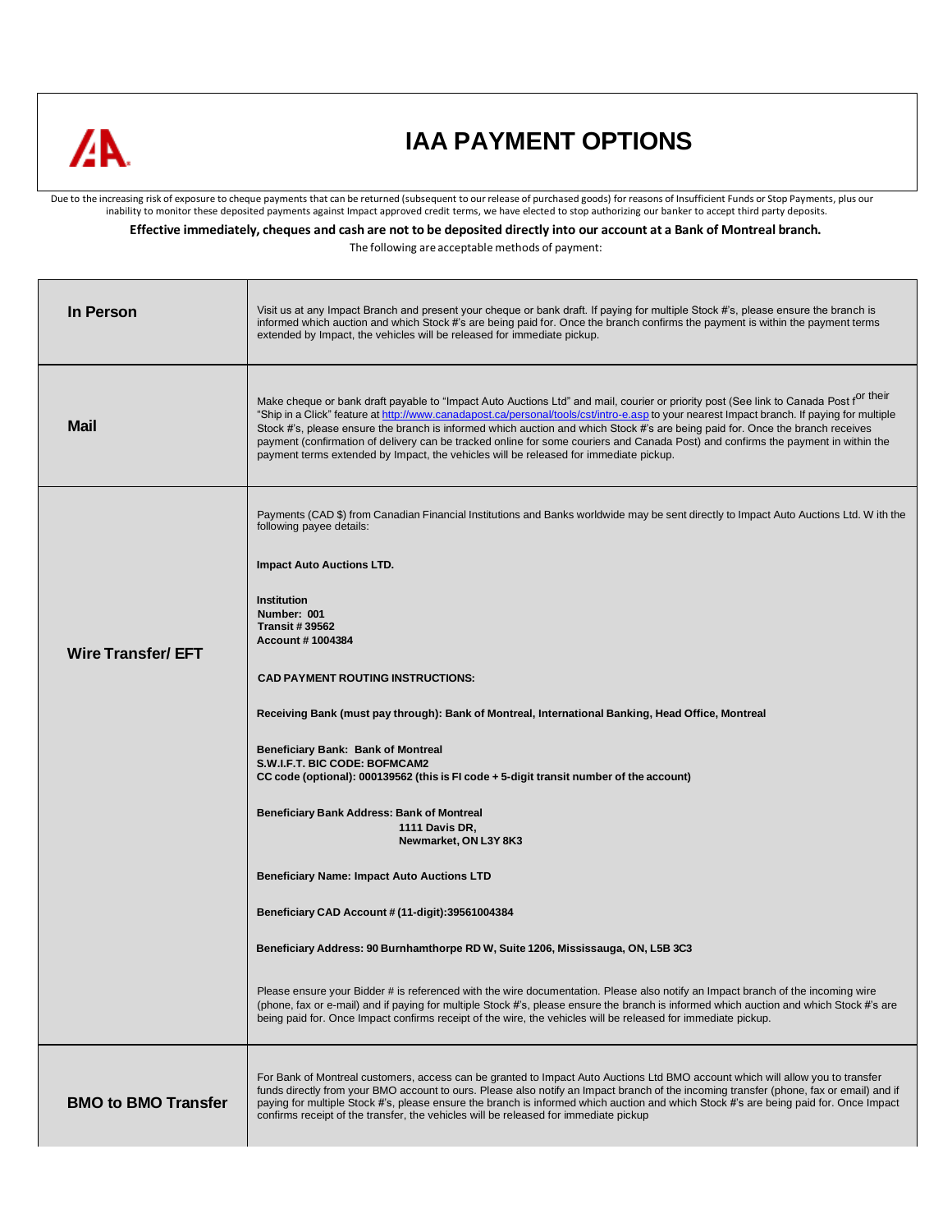# IAA PAYMENT OPTIONS

Due to the increasing risk of exposure to cheque payments that can be returned (subsequent to our release of purchased goods) for reasons of Insufficient Funds or Stop Payments, plus our inability to monitor these deposited payments against Impact approved credit terms, we have elected to stop authorizing our banker to accept third party deposits.

**Effective immediately, cheques and cash are not to be deposited directly into our account at a Bank of Montreal branch.**

The following are acceptable methods of payment:

| | |
|---|---|
| **In Person** | Visit us at any Impact Branch and present your cheque or bank draft. If paying for multiple Stock #'s, please ensure the branch is informed which auction and which Stock #'s are being paid for. Once the branch confirms the payment is within the payment terms extended by Impact, the vehicles will be released for immediate pickup. |
| **Mail** | Make cheque or bank draft payable to "Impact Auto Auctions Ltd" and mail, courier or priority post (See link to Canada Post for their "Ship in a Click" feature at http://www.canadapost.ca/personal/tools/cst/intro-e.asp to your nearest Impact branch. If paying for multiple Stock #'s, please ensure the branch is informed which auction and which Stock #'s are being paid for. Once the branch receives payment (confirmation of delivery can be tracked online for some couriers and Canada Post) and confirms the payment in within the payment terms extended by Impact, the vehicles will be released for immediate pickup. |
| **Wire Transfer/ EFT** | Payments (CAD $) from Canadian Financial Institutions and Banks worldwide may be sent directly to Impact Auto Auctions Ltd. With the following payee details:<br><br>**Impact Auto Auctions LTD.**<br><br>**Institution Number: 001**<br>**Transit # 39562**<br>**Account # 1004384**<br><br>**CAD PAYMENT ROUTING INSTRUCTIONS:**<br><br>**Receiving Bank (must pay through): Bank of Montreal, International Banking, Head Office, Montreal**<br><br>**Beneficiary Bank: Bank of Montreal**<br>**S.W.I.F.T. BIC CODE: BOFMCAM2**<br>**CC code (optional): 000139562 (this is FI code + 5-digit transit number of the account)**<br><br>**Beneficiary Bank Address: Bank of Montreal**<br>**1111 Davis DR,**<br>**Newmarket, ON L3Y 8K3**<br><br>**Beneficiary Name: Impact Auto Auctions LTD**<br><br>**Beneficiary CAD Account # (11-digit):39561004384**<br><br>**Beneficiary Address: 90 Burnhamthorpe RD W, Suite 1206, Mississauga, ON, L5B 3C3**<br><br>Please ensure your Bidder # is referenced with the wire documentation. Please also notify an Impact branch of the incoming wire (phone, fax or e-mail) and if paying for multiple Stock #'s, please ensure the branch is informed which auction and which Stock #'s are being paid for. Once Impact confirms receipt of the wire, the vehicles will be released for immediate pickup. |
| **BMO to BMO Transfer** | For Bank of Montreal customers, access can be granted to Impact Auto Auctions Ltd BMO account which will allow you to transfer funds directly from your BMO account to ours. Please also notify an Impact branch of the incoming transfer (phone, fax or email) and if paying for multiple Stock #'s, please ensure the branch is informed which auction and which Stock #'s are being paid for. Once Impact confirms receipt of the transfer, the vehicles will be released for immediate pickup |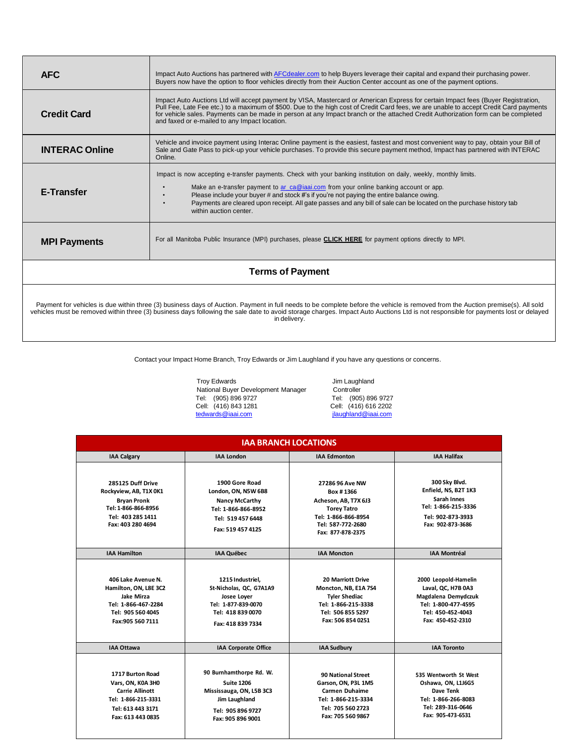| | |
|---|---|
| **AFC** | Impact Auto Auctions has partnered with AFCdealer.com to help Buyers leverage their capital and expand their purchasing power. Buyers now have the option to floor vehicles directly from their Auction Center account as one of the payment options. |
| **Credit Card** | Impact Auto Auctions Ltd will accept payment by VISA, Mastercard or American Express for certain Impact fees (Buyer Registration, Pull Fee, Late Fee etc.) to a maximum of $500. Due to the high cost of Credit Card fees, we are unable to accept Credit Card payments for vehicle sales. Payments can be made in person at any Impact branch or the attached Credit Authorization form can be completed and faxed or e-mailed to any Impact location. |
| **INTERAC Online** | Vehicle and invoice payment using Interac Online payment is the easiest, fastest and most convenient way to pay, obtain your Bill of Sale and Gate Pass to pick-up your vehicle purchases. To provide this secure payment method, Impact has partnered with INTERAC Online. |
| **E-Transfer** | Impact is now accepting e-transfer payments. Check with your banking institution on daily, weekly, monthly limits.<br>• Make an e-transfer payment to ar_ca@iaai.com from your online banking account or app.<br>• Please include your buyer # and stock #'s if you're not paying the entire balance owing.<br>• Payments are cleared upon receipt. All gate passes and any bill of sale can be located on the purchase history tab within auction center. |
| **MPI Payments** | For all Manitoba Public Insurance (MPI) purchases, please **CLICK HERE** for payment options directly to MPI. |

## Terms of Payment

Payment for vehicles is due within three (3) business days of Auction. Payment in full needs to be complete before the vehicle is removed from the Auction premise(s). All sold vehicles must be removed within three (3) business days following the sale date to avoid storage charges. Impact Auto Auctions Ltd is not responsible for payments lost or delayed in delivery.

Contact your Impact Home Branch, Troy Edwards or Jim Laughland if you have any questions or concerns.

Troy Edwards
National Buyer Development Manager
Tel: (905) 896 9727
Cell: (416) 843 1281
tedwards@iaai.com

Jim Laughland
Controller
Tel: (905) 896 9727
Cell: (416) 616 2202
jlaughland@iaai.com

## IAA BRANCH LOCATIONS

| IAA Calgary | IAA London | IAA Edmonton | IAA Halifax |
|---|---|---|---|
| 285125 Duff Drive<br>Rockyview, AB, T1X 0K1<br>Bryan Pronk<br>Tel: 1-866-866-8956<br>Tel: 403 285 1411<br>Fax: 403 280 4694 | 1900 Gore Road<br>London, ON, N5W 6B8<br>Nancy McCarthy<br>Tel: 1-866-866-8952<br>Tel: 519 457 6448<br>Fax: 519 457 4125 | 27286 96 Ave NW<br>Box # 1366<br>Acheson, AB, T7X 6J3<br>Torey Tatro<br>Tel: 1-866-866-8954<br>Tel: 587-772-2680<br>Fax: 877-878-2375 | 300 Sky Blvd.<br>Enfield, NS, B2T 1K3<br>Sarah Innes<br>Tel: 1-866-215-3336<br>Tel: 902-873-3933<br>Fax: 902-873-3686 |
| **IAA Hamilton** | **IAA Québec** | **IAA Moncton** | **IAA Montréal** |
| 406 Lake Avenue N.<br>Hamilton, ON, L8E 3C2<br>Jake Mirza<br>Tel: 1-866-467-2284<br>Tel: 905 560 4045<br>Fax:905 560 7111 | 1215 Industriel,<br>St-Nicholas, QC, G7A1A9<br>Josee Loyer<br>Tel: 1-877-839-0070<br>Tel: 418 839 0070<br>Fax: 418 839 7334 | 20 Marriott Drive<br>Moncton, NB, E1A 7S4<br>Tyler Shediac<br>Tel: 1-866-215-3338<br>Tel: 506 855 5297<br>Fax: 506 854 0251 | 2000 Leopold-Hamelin<br>Laval, QC, H7B 0A3<br>Magdalena Demydczuk<br>Tel: 1-800-477-4595<br>Tel: 450-452-4043<br>Fax: 450-452-2310 |
| **IAA Ottawa** | **IAA Corporate Office** | **IAA Sudbury** | **IAA Toronto** |
| 1717 Burton Road<br>Vars, ON, K0A 3H0<br>Carrie Allinott<br>Tel: 1-866-215-3331<br>Tel: 613 443 3171<br>Fax: 613 443 0835 | 90 Burnhamthorpe Rd. W.<br>Suite 1206<br>Mississauga, ON, L5B 3C3<br>Jim Laughland<br>Tel: 905 896 9727<br>Fax: 905 896 9001 | 90 National Street<br>Garson, ON, P3L 1M5<br>Carmen Duhaime<br>Tel: 1-866-215-3334<br>Tel: 705 560 2723<br>Fax: 705 560 9867 | 535 Wentworth St West<br>Oshawa, ON, L1J6G5<br>Dave Tenk<br>Tel: 1-866-266-8083<br>Tel: 289-316-0646<br>Fax: 905-473-6531 |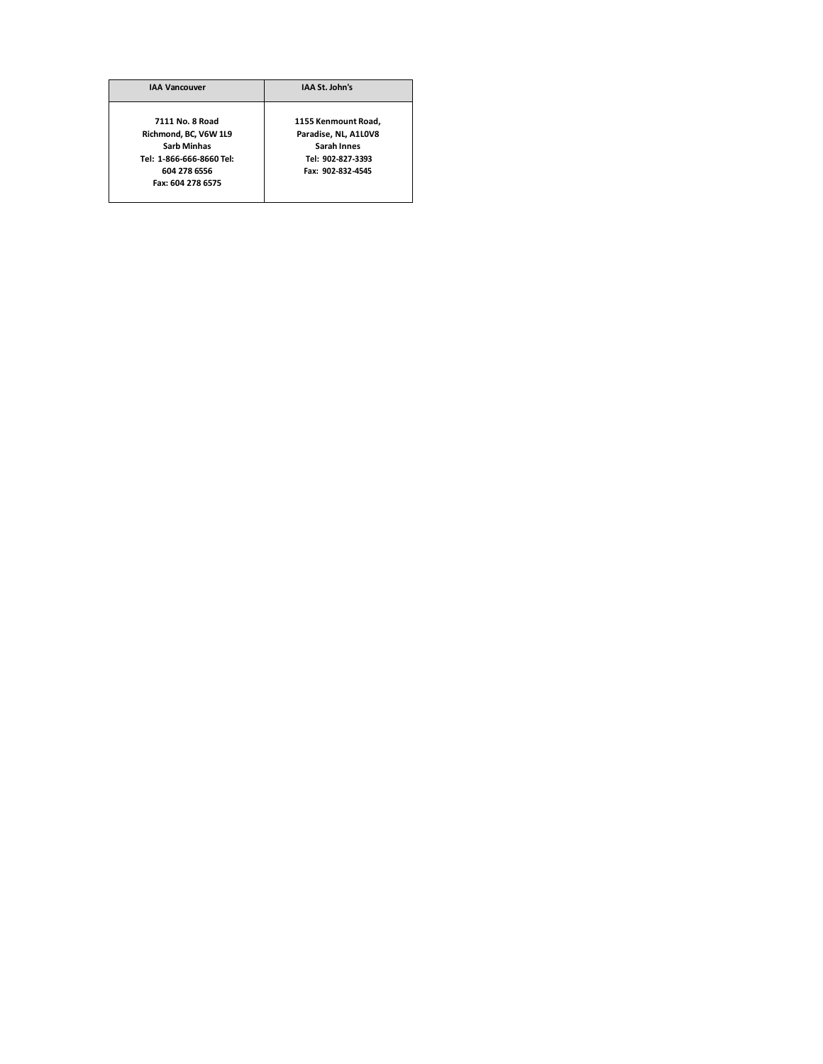| IAA Vancouver | IAA St. John's |
|---|---|
| 7111 No. 8 Road<br>Richmond, BC, V6W 1L9<br>Sarb Minhas<br>Tel: 1-866-666-8660 Tel:<br>604 278 6556<br>Fax: 604 278 6575 | 1155 Kenmount Road,<br>Paradise, NL, A1L0V8<br>Sarah Innes<br>Tel: 902-827-3393<br>Fax: 902-832-4545 |